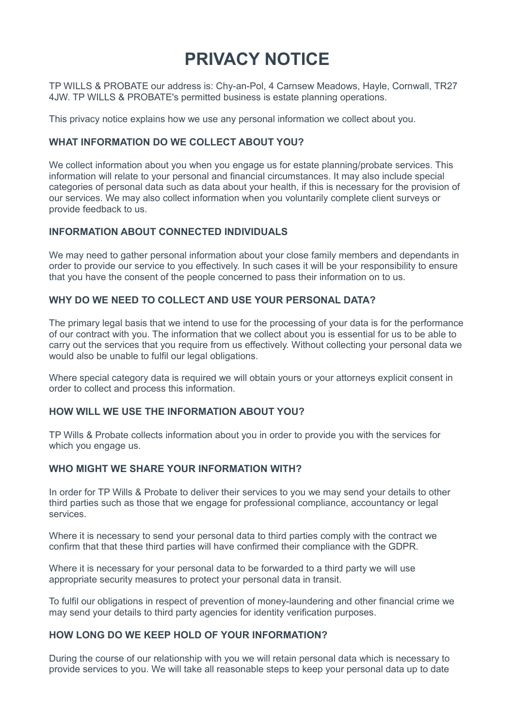# PRIVACY NOTICE

TP WILLS & PROBATE our address is: Chy-an-Pol, 4 Carnsew Meadows, Hayle, Cornwall, TR27 4JW. TP WILLS & PROBATE's permitted business is estate planning operations.

This privacy notice explains how we use any personal information we collect about you.

### WHAT INFORMATION DO WE COLLECT ABOUT YOU?

We collect information about you when you engage us for estate planning/probate services. This information will relate to your personal and financial circumstances. It may also include special categories of personal data such as data about your health, if this is necessary for the provision of our services. We may also collect information when you voluntarily complete client surveys or provide feedback to us.

### INFORMATION ABOUT CONNECTED INDIVIDUALS

We may need to gather personal information about your close family members and dependants in order to provide our service to you effectively. In such cases it will be your responsibility to ensure that you have the consent of the people concerned to pass their information on to us.

### WHY DO WE NEED TO COLLECT AND USE YOUR PERSONAL DATA?

The primary legal basis that we intend to use for the processing of your data is for the performance of our contract with you. The information that we collect about you is essential for us to be able to carry out the services that you require from us effectively. Without collecting your personal data we would also be unable to fulfil our legal obligations.

Where special category data is required we will obtain yours or your attorneys explicit consent in order to collect and process this information.

### HOW WILL WE USE THE INFORMATION ABOUT YOU?

TP Wills & Probate collects information about you in order to provide you with the services for which you engage us.

### WHO MIGHT WE SHARE YOUR INFORMATION WITH?

In order for TP Wills & Probate to deliver their services to you we may send your details to other third parties such as those that we engage for professional compliance, accountancy or legal services.

Where it is necessary to send your personal data to third parties comply with the contract we confirm that that these third parties will have confirmed their compliance with the GDPR.

Where it is necessary for your personal data to be forwarded to a third party we will use appropriate security measures to protect your personal data in transit.

To fulfil our obligations in respect of prevention of money-laundering and other financial crime we may send your details to third party agencies for identity verification purposes.

### HOW LONG DO WE KEEP HOLD OF YOUR INFORMATION?

During the course of our relationship with you we will retain personal data which is necessary to provide services to you. We will take all reasonable steps to keep your personal data up to date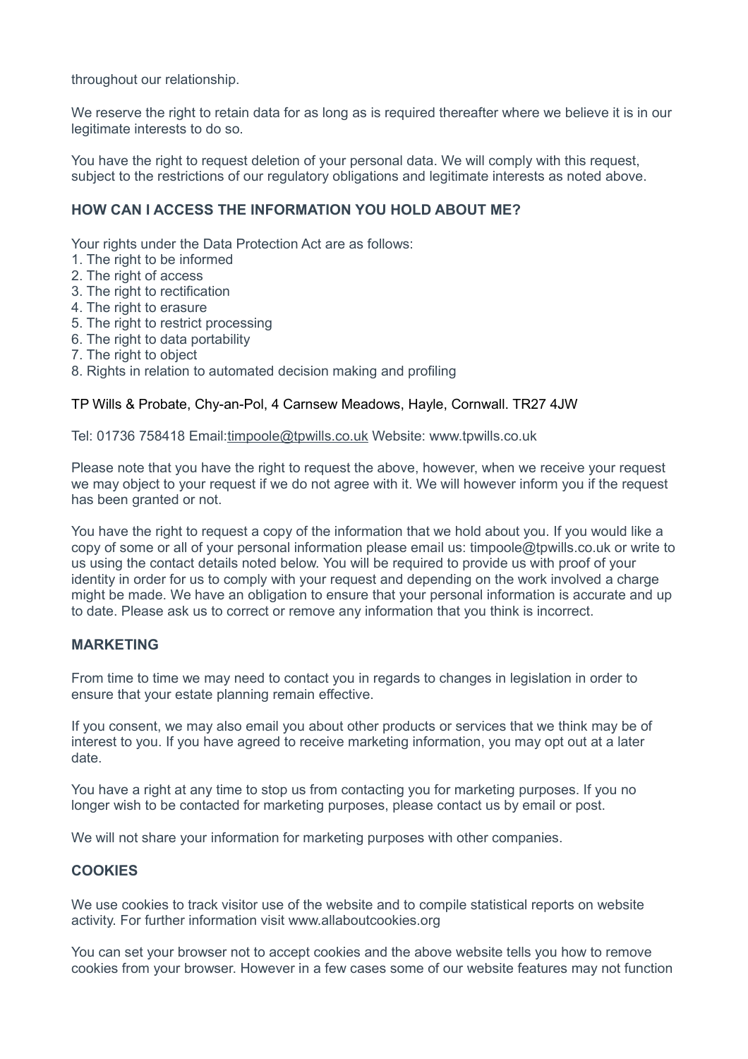throughout our relationship.

We reserve the right to retain data for as long as is required thereafter where we believe it is in our legitimate interests to do so.

You have the right to request deletion of your personal data. We will comply with this request, subject to the restrictions of our regulatory obligations and legitimate interests as noted above.

## HOW CAN I ACCESS THE INFORMATION YOU HOLD ABOUT ME?

Your rights under the Data Protection Act are as follows:

1. The right to be informed
2. The right of access
3. The right to rectification
4. The right to erasure
5. The right to restrict processing
6. The right to data portability
7. The right to object
8. Rights in relation to automated decision making and profiling

TP Wills & Probate, Chy-an-Pol, 4 Carnsew Meadows, Hayle, Cornwall. TR27 4JW

Tel: 01736 758418 Email:timpoole@tpwills.co.uk Website: www.tpwills.co.uk

Please note that you have the right to request the above, however, when we receive your request we may object to your request if we do not agree with it. We will however inform you if the request has been granted or not.

You have the right to request a copy of the information that we hold about you. If you would like a copy of some or all of your personal information please email us: timpoole@tpwills.co.uk or write to us using the contact details noted below. You will be required to provide us with proof of your identity in order for us to comply with your request and depending on the work involved a charge might be made. We have an obligation to ensure that your personal information is accurate and up to date. Please ask us to correct or remove any information that you think is incorrect.

## MARKETING

From time to time we may need to contact you in regards to changes in legislation in order to ensure that your estate planning remain effective.

If you consent, we may also email you about other products or services that we think may be of interest to you. If you have agreed to receive marketing information, you may opt out at a later date.

You have a right at any time to stop us from contacting you for marketing purposes. If you no longer wish to be contacted for marketing purposes, please contact us by email or post.

We will not share your information for marketing purposes with other companies.

## COOKIES

We use cookies to track visitor use of the website and to compile statistical reports on website activity. For further information visit www.allaboutcookies.org

You can set your browser not to accept cookies and the above website tells you how to remove cookies from your browser. However in a few cases some of our website features may not function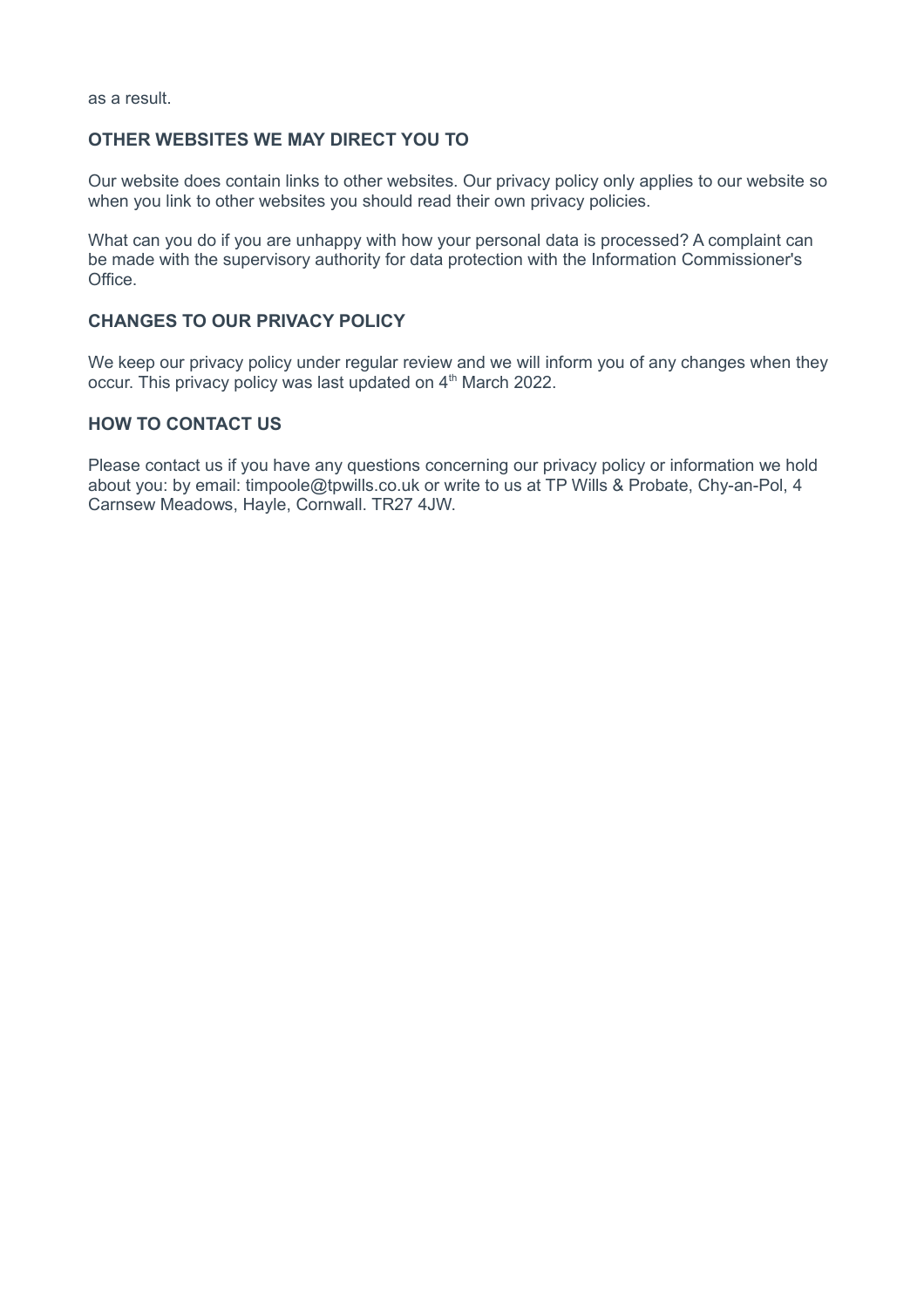as a result.

## OTHER WEBSITES WE MAY DIRECT YOU TO

Our website does contain links to other websites. Our privacy policy only applies to our website so when you link to other websites you should read their own privacy policies.

What can you do if you are unhappy with how your personal data is processed? A complaint can be made with the supervisory authority for data protection with the Information Commissioner's Office.

## CHANGES TO OUR PRIVACY POLICY

We keep our privacy policy under regular review and we will inform you of any changes when they occur. This privacy policy was last updated on 4th March 2022.

## HOW TO CONTACT US

Please contact us if you have any questions concerning our privacy policy or information we hold about you: by email: timpoole@tpwills.co.uk or write to us at TP Wills & Probate, Chy-an-Pol, 4 Carnsew Meadows, Hayle, Cornwall. TR27 4JW.